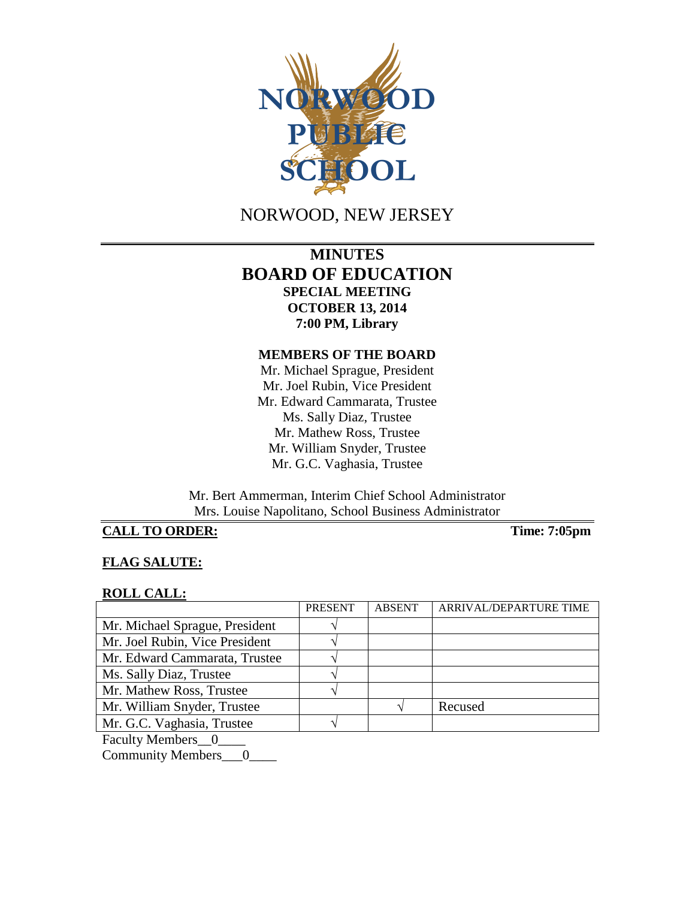NORWOOD PUBLIC SCHOOL

NORWOOD, NEW JERSEY

---

# MINUTES
# BOARD OF EDUCATION
## SPECIAL MEETING
## OCTOBER 13, 2014
## 7:00 PM, Library

### MEMBERS OF THE BOARD

Mr. Michael Sprague, President
Mr. Joel Rubin, Vice President
Mr. Edward Cammarata, Trustee
Ms. Sally Diaz, Trustee
Mr. Mathew Ross, Trustee
Mr. William Snyder, Trustee
Mr. G.C. Vaghasia, Trustee

Mr. Bert Ammerman, Interim Chief School Administrator
Mrs. Louise Napolitano, School Business Administrator

---

**CALL TO ORDER:** **Time: 7:05pm**

**FLAG SALUTE:**

**ROLL CALL:**

| | PRESENT | ABSENT | ARRIVAL/DEPARTURE TIME |
|---|---|---|---|
| Mr. Michael Sprague, President | √ | | |
| Mr. Joel Rubin, Vice President | √ | | |
| Mr. Edward Cammarata, Trustee | √ | | |
| Ms. Sally Diaz, Trustee | √ | | |
| Mr. Mathew Ross, Trustee | √ | | |
| Mr. William Snyder, Trustee | | √ | Recused |
| Mr. G.C. Vaghasia, Trustee | √ | | |

Faculty Members\_\_0\_\_\_\_
Community Members\_\_\_0\_\_\_\_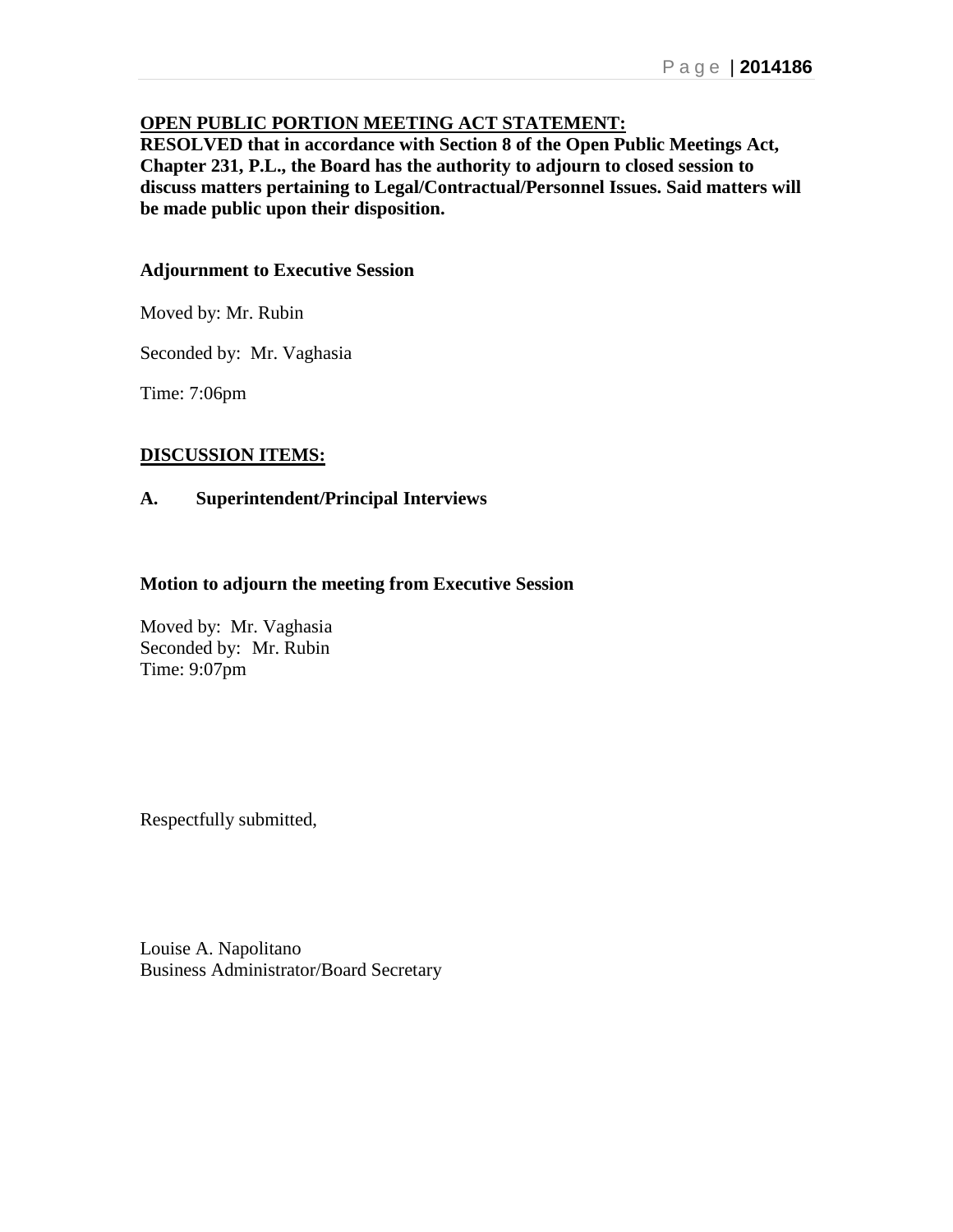**OPEN PUBLIC PORTION MEETING ACT STATEMENT:**

**RESOLVED that in accordance with Section 8 of the Open Public Meetings Act, Chapter 231, P.L., the Board has the authority to adjourn to closed session to discuss matters pertaining to Legal/Contractual/Personnel Issues. Said matters will be made public upon their disposition.**

**Adjournment to Executive Session**

Moved by: Mr. Rubin

Seconded by: Mr. Vaghasia

Time: 7:06pm

**DISCUSSION ITEMS:**

**A. Superintendent/Principal Interviews**

**Motion to adjourn the meeting from Executive Session**

Moved by: Mr. Vaghasia
Seconded by: Mr. Rubin
Time: 9:07pm

Respectfully submitted,

Louise A. Napolitano
Business Administrator/Board Secretary